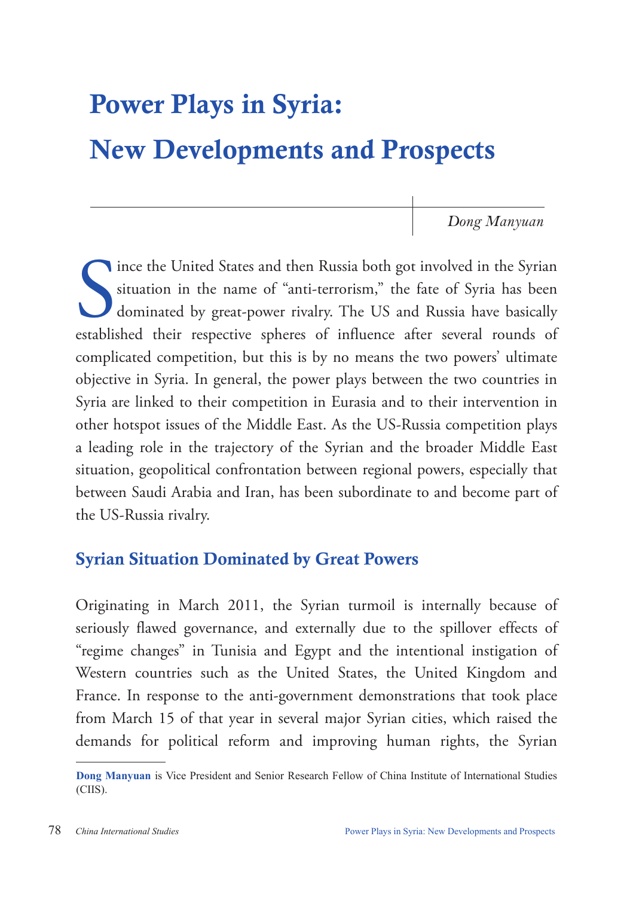# Power Plays in Syria: New Developments and Prospects

*Dong Manyuan*

Since the United States and then Russia both got involved in the Syrian situation in the name of "anti-terrorism," the fate of Syria has been dominated by great-power rivalry. The US and Russia have basically established their respective spheres of influence after several rounds of complicated competition, but this is by no means the two powers' ultimate objective in Syria. In general, the power plays between the two countries in Syria are linked to their competition in Eurasia and to their intervention in other hotspot issues of the Middle East. As the US-Russia competition plays a leading role in the trajectory of the Syrian and the broader Middle East situation, geopolitical confrontation between regional powers, especially that between Saudi Arabia and Iran, has been subordinate to and become part of the US-Russia rivalry.

## Syrian Situation Dominated by Great Powers

Originating in March 2011, the Syrian turmoil is internally because of seriously flawed governance, and externally due to the spillover effects of "regime changes" in Tunisia and Egypt and the intentional instigation of Western countries such as the United States, the United Kingdom and France. In response to the anti-government demonstrations that took place from March 15 of that year in several major Syrian cities, which raised the demands for political reform and improving human rights, the Syrian

---

**Dong Manyuan** is Vice President and Senior Research Fellow of China Institute of International Studies (CIIS).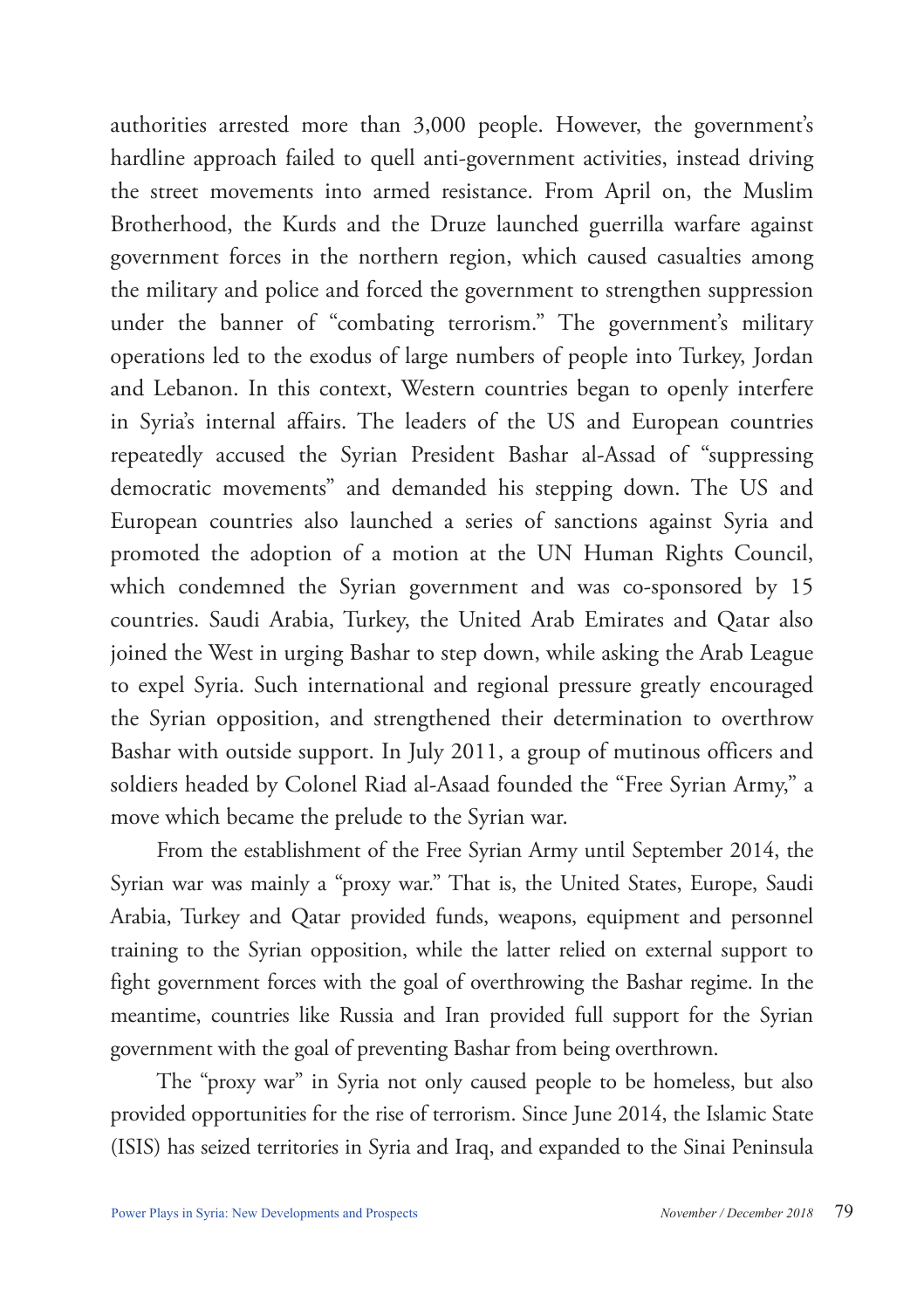authorities arrested more than 3,000 people. However, the government's hardline approach failed to quell anti-government activities, instead driving the street movements into armed resistance. From April on, the Muslim Brotherhood, the Kurds and the Druze launched guerrilla warfare against government forces in the northern region, which caused casualties among the military and police and forced the government to strengthen suppression under the banner of "combating terrorism." The government's military operations led to the exodus of large numbers of people into Turkey, Jordan and Lebanon. In this context, Western countries began to openly interfere in Syria's internal affairs. The leaders of the US and European countries repeatedly accused the Syrian President Bashar al-Assad of "suppressing democratic movements" and demanded his stepping down. The US and European countries also launched a series of sanctions against Syria and promoted the adoption of a motion at the UN Human Rights Council, which condemned the Syrian government and was co-sponsored by 15 countries. Saudi Arabia, Turkey, the United Arab Emirates and Qatar also joined the West in urging Bashar to step down, while asking the Arab League to expel Syria. Such international and regional pressure greatly encouraged the Syrian opposition, and strengthened their determination to overthrow Bashar with outside support. In July 2011, a group of mutinous officers and soldiers headed by Colonel Riad al-Asaad founded the "Free Syrian Army," a move which became the prelude to the Syrian war.

From the establishment of the Free Syrian Army until September 2014, the Syrian war was mainly a "proxy war." That is, the United States, Europe, Saudi Arabia, Turkey and Qatar provided funds, weapons, equipment and personnel training to the Syrian opposition, while the latter relied on external support to fight government forces with the goal of overthrowing the Bashar regime. In the meantime, countries like Russia and Iran provided full support for the Syrian government with the goal of preventing Bashar from being overthrown.

The "proxy war" in Syria not only caused people to be homeless, but also provided opportunities for the rise of terrorism. Since June 2014, the Islamic State (ISIS) has seized territories in Syria and Iraq, and expanded to the Sinai Peninsula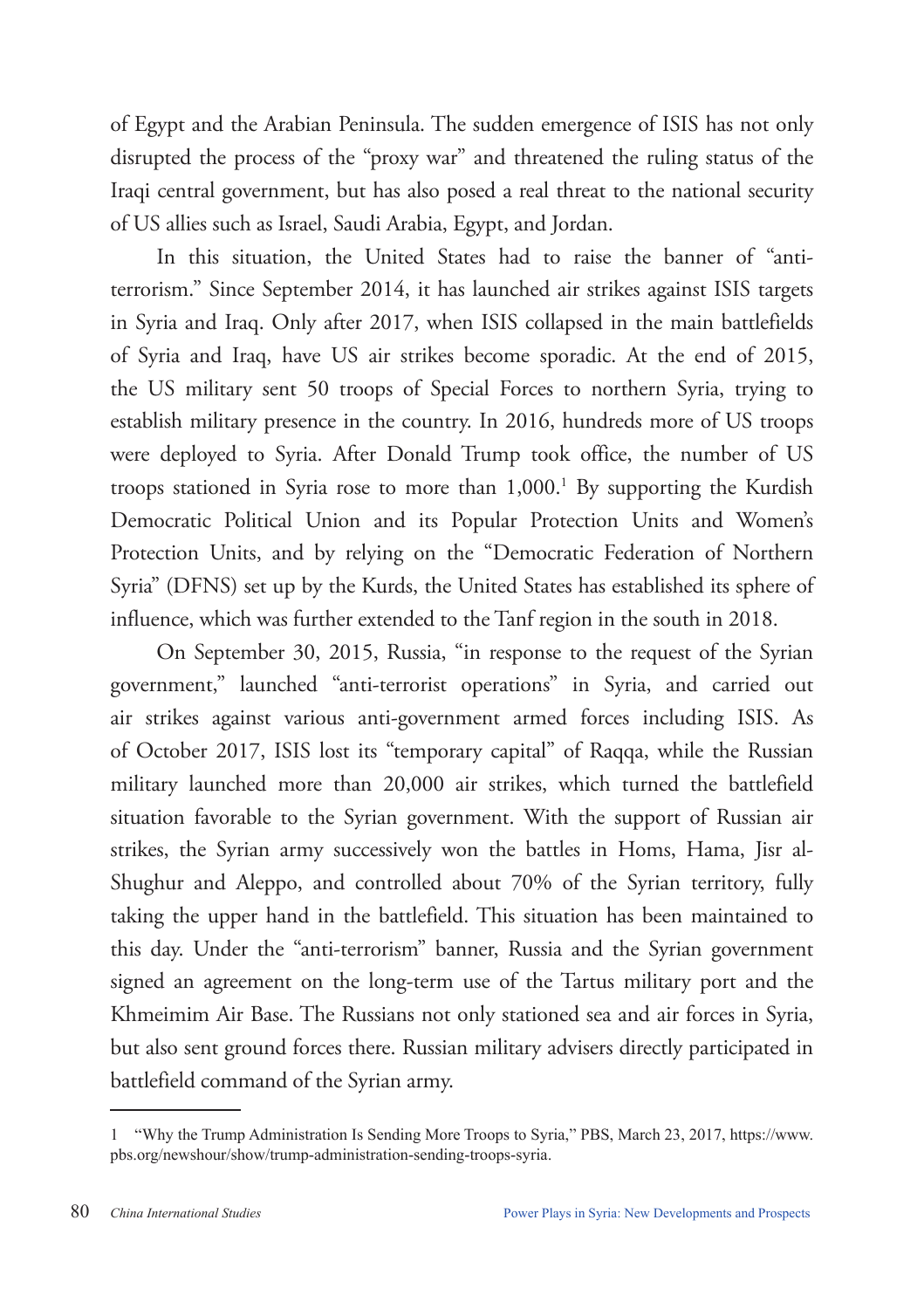of Egypt and the Arabian Peninsula. The sudden emergence of ISIS has not only disrupted the process of the "proxy war" and threatened the ruling status of the Iraqi central government, but has also posed a real threat to the national security of US allies such as Israel, Saudi Arabia, Egypt, and Jordan.

In this situation, the United States had to raise the banner of "anti-terrorism." Since September 2014, it has launched air strikes against ISIS targets in Syria and Iraq. Only after 2017, when ISIS collapsed in the main battlefields of Syria and Iraq, have US air strikes become sporadic. At the end of 2015, the US military sent 50 troops of Special Forces to northern Syria, trying to establish military presence in the country. In 2016, hundreds more of US troops were deployed to Syria. After Donald Trump took office, the number of US troops stationed in Syria rose to more than 1,000.[1] By supporting the Kurdish Democratic Political Union and its Popular Protection Units and Women's Protection Units, and by relying on the "Democratic Federation of Northern Syria" (DFNS) set up by the Kurds, the United States has established its sphere of influence, which was further extended to the Tanf region in the south in 2018.

On September 30, 2015, Russia, "in response to the request of the Syrian government," launched "anti-terrorist operations" in Syria, and carried out air strikes against various anti-government armed forces including ISIS. As of October 2017, ISIS lost its "temporary capital" of Raqqa, while the Russian military launched more than 20,000 air strikes, which turned the battlefield situation favorable to the Syrian government. With the support of Russian air strikes, the Syrian army successively won the battles in Homs, Hama, Jisr al-Shughur and Aleppo, and controlled about 70% of the Syrian territory, fully taking the upper hand in the battlefield. This situation has been maintained to this day. Under the "anti-terrorism" banner, Russia and the Syrian government signed an agreement on the long-term use of the Tartus military port and the Khmeimim Air Base. The Russians not only stationed sea and air forces in Syria, but also sent ground forces there. Russian military advisers directly participated in battlefield command of the Syrian army.

---

1 "Why the Trump Administration Is Sending More Troops to Syria," PBS, March 23, 2017, https://www.pbs.org/newshour/show/trump-administration-sending-troops-syria.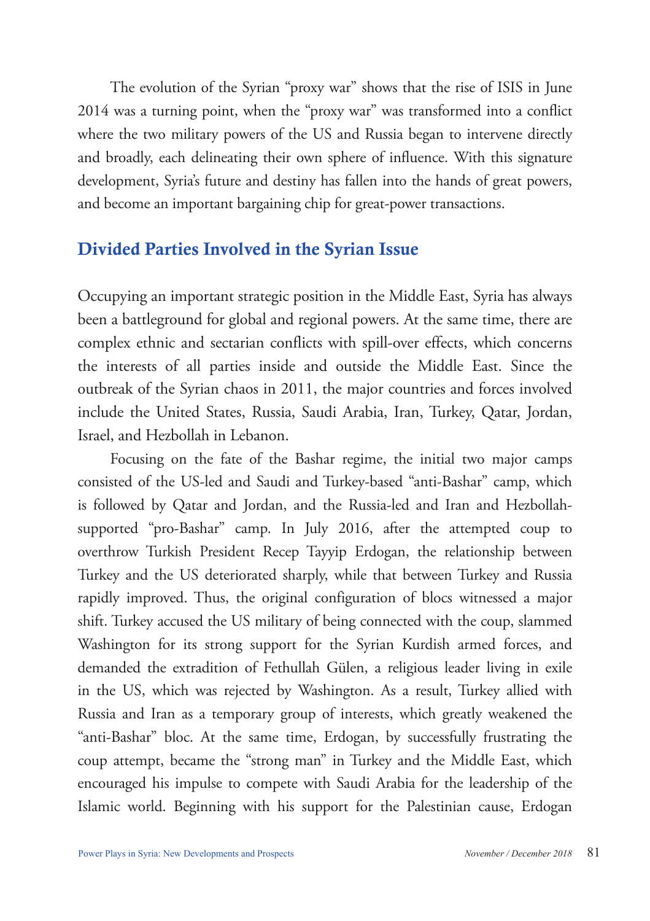The evolution of the Syrian "proxy war" shows that the rise of ISIS in June 2014 was a turning point, when the "proxy war" was transformed into a conflict where the two military powers of the US and Russia began to intervene directly and broadly, each delineating their own sphere of influence. With this signature development, Syria's future and destiny has fallen into the hands of great powers, and become an important bargaining chip for great-power transactions.

## Divided Parties Involved in the Syrian Issue

Occupying an important strategic position in the Middle East, Syria has always been a battleground for global and regional powers. At the same time, there are complex ethnic and sectarian conflicts with spill-over effects, which concerns the interests of all parties inside and outside the Middle East. Since the outbreak of the Syrian chaos in 2011, the major countries and forces involved include the United States, Russia, Saudi Arabia, Iran, Turkey, Qatar, Jordan, Israel, and Hezbollah in Lebanon.

Focusing on the fate of the Bashar regime, the initial two major camps consisted of the US-led and Saudi and Turkey-based "anti-Bashar" camp, which is followed by Qatar and Jordan, and the Russia-led and Iran and Hezbollah-supported "pro-Bashar" camp. In July 2016, after the attempted coup to overthrow Turkish President Recep Tayyip Erdogan, the relationship between Turkey and the US deteriorated sharply, while that between Turkey and Russia rapidly improved. Thus, the original configuration of blocs witnessed a major shift. Turkey accused the US military of being connected with the coup, slammed Washington for its strong support for the Syrian Kurdish armed forces, and demanded the extradition of Fethullah Gülen, a religious leader living in exile in the US, which was rejected by Washington. As a result, Turkey allied with Russia and Iran as a temporary group of interests, which greatly weakened the "anti-Bashar" bloc. At the same time, Erdogan, by successfully frustrating the coup attempt, became the "strong man" in Turkey and the Middle East, which encouraged his impulse to compete with Saudi Arabia for the leadership of the Islamic world. Beginning with his support for the Palestinian cause, Erdogan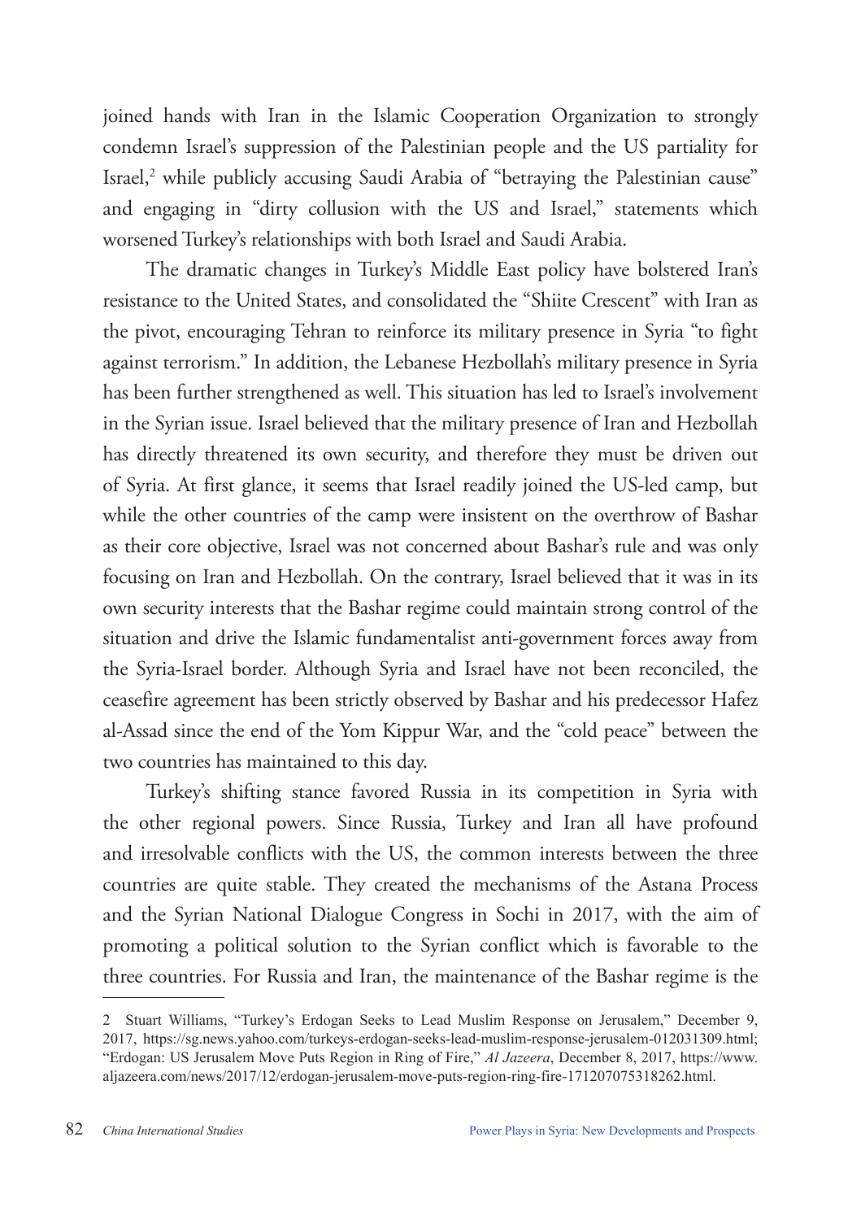joined hands with Iran in the Islamic Cooperation Organization to strongly condemn Israel's suppression of the Palestinian people and the US partiality for Israel,[2] while publicly accusing Saudi Arabia of "betraying the Palestinian cause" and engaging in "dirty collusion with the US and Israel," statements which worsened Turkey's relationships with both Israel and Saudi Arabia.

The dramatic changes in Turkey's Middle East policy have bolstered Iran's resistance to the United States, and consolidated the "Shiite Crescent" with Iran as the pivot, encouraging Tehran to reinforce its military presence in Syria "to fight against terrorism." In addition, the Lebanese Hezbollah's military presence in Syria has been further strengthened as well. This situation has led to Israel's involvement in the Syrian issue. Israel believed that the military presence of Iran and Hezbollah has directly threatened its own security, and therefore they must be driven out of Syria. At first glance, it seems that Israel readily joined the US-led camp, but while the other countries of the camp were insistent on the overthrow of Bashar as their core objective, Israel was not concerned about Bashar's rule and was only focusing on Iran and Hezbollah. On the contrary, Israel believed that it was in its own security interests that the Bashar regime could maintain strong control of the situation and drive the Islamic fundamentalist anti-government forces away from the Syria-Israel border. Although Syria and Israel have not been reconciled, the ceasefire agreement has been strictly observed by Bashar and his predecessor Hafez al-Assad since the end of the Yom Kippur War, and the "cold peace" between the two countries has maintained to this day.

Turkey's shifting stance favored Russia in its competition in Syria with the other regional powers. Since Russia, Turkey and Iran all have profound and irresolvable conflicts with the US, the common interests between the three countries are quite stable. They created the mechanisms of the Astana Process and the Syrian National Dialogue Congress in Sochi in 2017, with the aim of promoting a political solution to the Syrian conflict which is favorable to the three countries. For Russia and Iran, the maintenance of the Bashar regime is the

---

2 Stuart Williams, "Turkey's Erdogan Seeks to Lead Muslim Response on Jerusalem," December 9, 2017, https://sg.news.yahoo.com/turkeys-erdogan-seeks-lead-muslim-response-jerusalem-012031309.html; "Erdogan: US Jerusalem Move Puts Region in Ring of Fire," *Al Jazeera*, December 8, 2017, https://www.aljazeera.com/news/2017/12/erdogan-jerusalem-move-puts-region-ring-fire-171207075318262.html.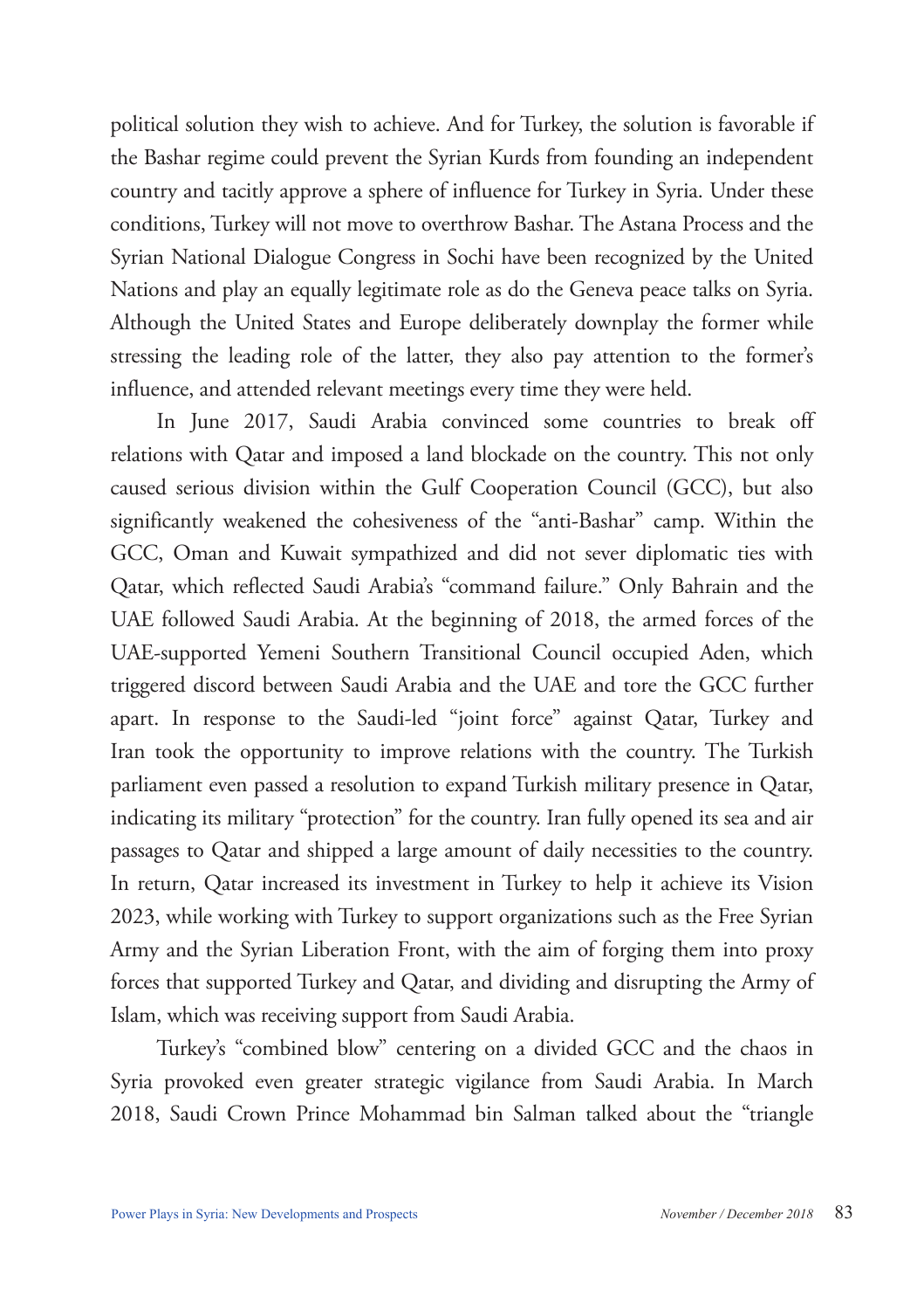political solution they wish to achieve. And for Turkey, the solution is favorable if the Bashar regime could prevent the Syrian Kurds from founding an independent country and tacitly approve a sphere of influence for Turkey in Syria. Under these conditions, Turkey will not move to overthrow Bashar. The Astana Process and the Syrian National Dialogue Congress in Sochi have been recognized by the United Nations and play an equally legitimate role as do the Geneva peace talks on Syria. Although the United States and Europe deliberately downplay the former while stressing the leading role of the latter, they also pay attention to the former's influence, and attended relevant meetings every time they were held.

In June 2017, Saudi Arabia convinced some countries to break off relations with Qatar and imposed a land blockade on the country. This not only caused serious division within the Gulf Cooperation Council (GCC), but also significantly weakened the cohesiveness of the "anti-Bashar" camp. Within the GCC, Oman and Kuwait sympathized and did not sever diplomatic ties with Qatar, which reflected Saudi Arabia's "command failure." Only Bahrain and the UAE followed Saudi Arabia. At the beginning of 2018, the armed forces of the UAE-supported Yemeni Southern Transitional Council occupied Aden, which triggered discord between Saudi Arabia and the UAE and tore the GCC further apart. In response to the Saudi-led "joint force" against Qatar, Turkey and Iran took the opportunity to improve relations with the country. The Turkish parliament even passed a resolution to expand Turkish military presence in Qatar, indicating its military "protection" for the country. Iran fully opened its sea and air passages to Qatar and shipped a large amount of daily necessities to the country. In return, Qatar increased its investment in Turkey to help it achieve its Vision 2023, while working with Turkey to support organizations such as the Free Syrian Army and the Syrian Liberation Front, with the aim of forging them into proxy forces that supported Turkey and Qatar, and dividing and disrupting the Army of Islam, which was receiving support from Saudi Arabia.

Turkey's "combined blow" centering on a divided GCC and the chaos in Syria provoked even greater strategic vigilance from Saudi Arabia. In March 2018, Saudi Crown Prince Mohammad bin Salman talked about the "triangle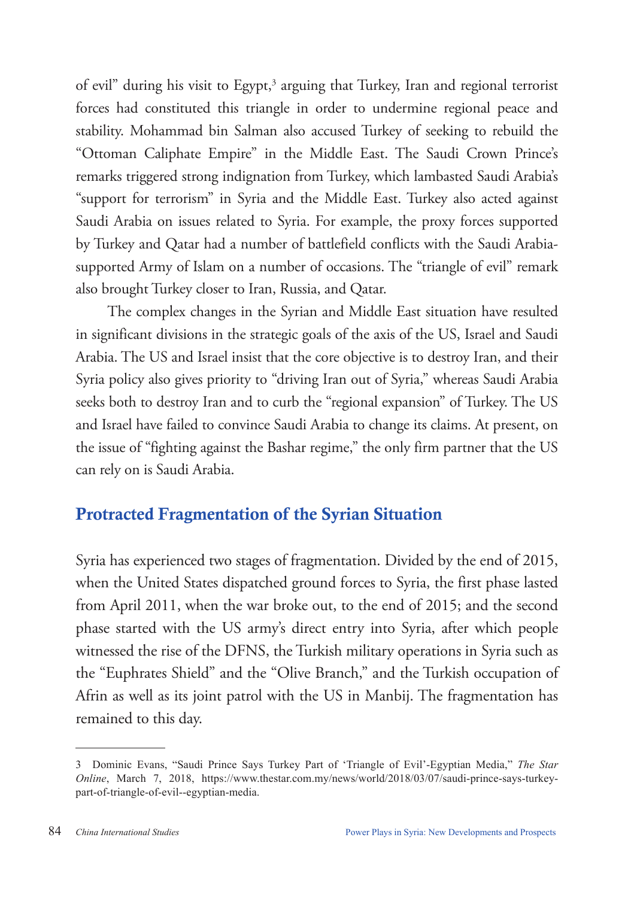of evil" during his visit to Egypt,[3] arguing that Turkey, Iran and regional terrorist forces had constituted this triangle in order to undermine regional peace and stability. Mohammad bin Salman also accused Turkey of seeking to rebuild the "Ottoman Caliphate Empire" in the Middle East. The Saudi Crown Prince's remarks triggered strong indignation from Turkey, which lambasted Saudi Arabia's "support for terrorism" in Syria and the Middle East. Turkey also acted against Saudi Arabia on issues related to Syria. For example, the proxy forces supported by Turkey and Qatar had a number of battlefield conflicts with the Saudi Arabia-supported Army of Islam on a number of occasions. The "triangle of evil" remark also brought Turkey closer to Iran, Russia, and Qatar.

The complex changes in the Syrian and Middle East situation have resulted in significant divisions in the strategic goals of the axis of the US, Israel and Saudi Arabia. The US and Israel insist that the core objective is to destroy Iran, and their Syria policy also gives priority to "driving Iran out of Syria," whereas Saudi Arabia seeks both to destroy Iran and to curb the "regional expansion" of Turkey. The US and Israel have failed to convince Saudi Arabia to change its claims. At present, on the issue of "fighting against the Bashar regime," the only firm partner that the US can rely on is Saudi Arabia.

## Protracted Fragmentation of the Syrian Situation

Syria has experienced two stages of fragmentation. Divided by the end of 2015, when the United States dispatched ground forces to Syria, the first phase lasted from April 2011, when the war broke out, to the end of 2015; and the second phase started with the US army's direct entry into Syria, after which people witnessed the rise of the DFNS, the Turkish military operations in Syria such as the "Euphrates Shield" and the "Olive Branch," and the Turkish occupation of Afrin as well as its joint patrol with the US in Manbij. The fragmentation has remained to this day.

---

3 Dominic Evans, "Saudi Prince Says Turkey Part of 'Triangle of Evil'-Egyptian Media," *The Star Online*, March 7, 2018, https://www.thestar.com.my/news/world/2018/03/07/saudi-prince-says-turkey-part-of-triangle-of-evil--egyptian-media.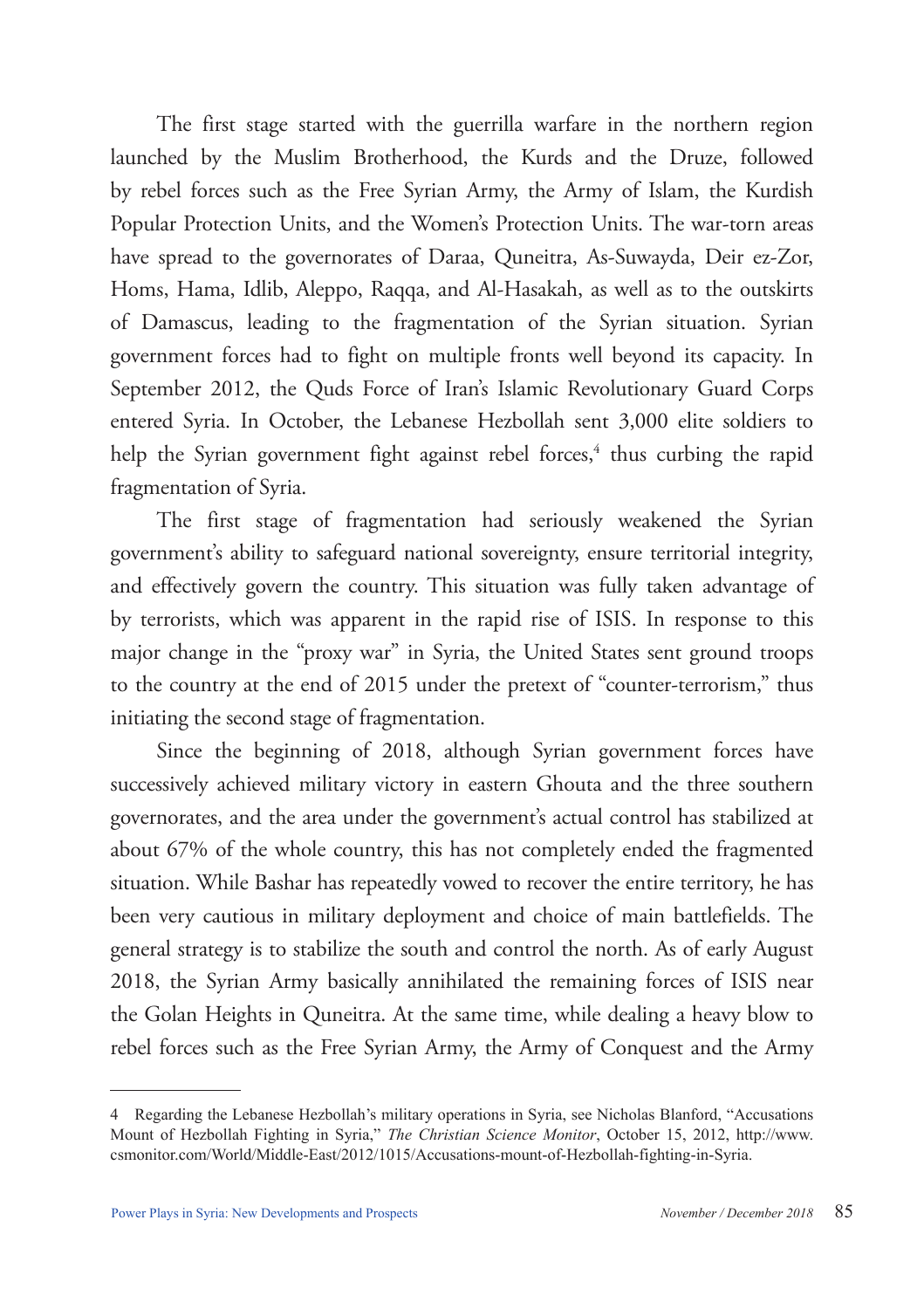The first stage started with the guerrilla warfare in the northern region launched by the Muslim Brotherhood, the Kurds and the Druze, followed by rebel forces such as the Free Syrian Army, the Army of Islam, the Kurdish Popular Protection Units, and the Women's Protection Units. The war-torn areas have spread to the governorates of Daraa, Quneitra, As-Suwayda, Deir ez-Zor, Homs, Hama, Idlib, Aleppo, Raqqa, and Al-Hasakah, as well as to the outskirts of Damascus, leading to the fragmentation of the Syrian situation. Syrian government forces had to fight on multiple fronts well beyond its capacity. In September 2012, the Quds Force of Iran's Islamic Revolutionary Guard Corps entered Syria. In October, the Lebanese Hezbollah sent 3,000 elite soldiers to help the Syrian government fight against rebel forces,[4] thus curbing the rapid fragmentation of Syria.

The first stage of fragmentation had seriously weakened the Syrian government's ability to safeguard national sovereignty, ensure territorial integrity, and effectively govern the country. This situation was fully taken advantage of by terrorists, which was apparent in the rapid rise of ISIS. In response to this major change in the "proxy war" in Syria, the United States sent ground troops to the country at the end of 2015 under the pretext of "counter-terrorism," thus initiating the second stage of fragmentation.

Since the beginning of 2018, although Syrian government forces have successively achieved military victory in eastern Ghouta and the three southern governorates, and the area under the government's actual control has stabilized at about 67% of the whole country, this has not completely ended the fragmented situation. While Bashar has repeatedly vowed to recover the entire territory, he has been very cautious in military deployment and choice of main battlefields. The general strategy is to stabilize the south and control the north. As of early August 2018, the Syrian Army basically annihilated the remaining forces of ISIS near the Golan Heights in Quneitra. At the same time, while dealing a heavy blow to rebel forces such as the Free Syrian Army, the Army of Conquest and the Army

---

4 Regarding the Lebanese Hezbollah's military operations in Syria, see Nicholas Blanford, "Accusations Mount of Hezbollah Fighting in Syria," *The Christian Science Monitor*, October 15, 2012, http://www.csmonitor.com/World/Middle-East/2012/1015/Accusations-mount-of-Hezbollah-fighting-in-Syria.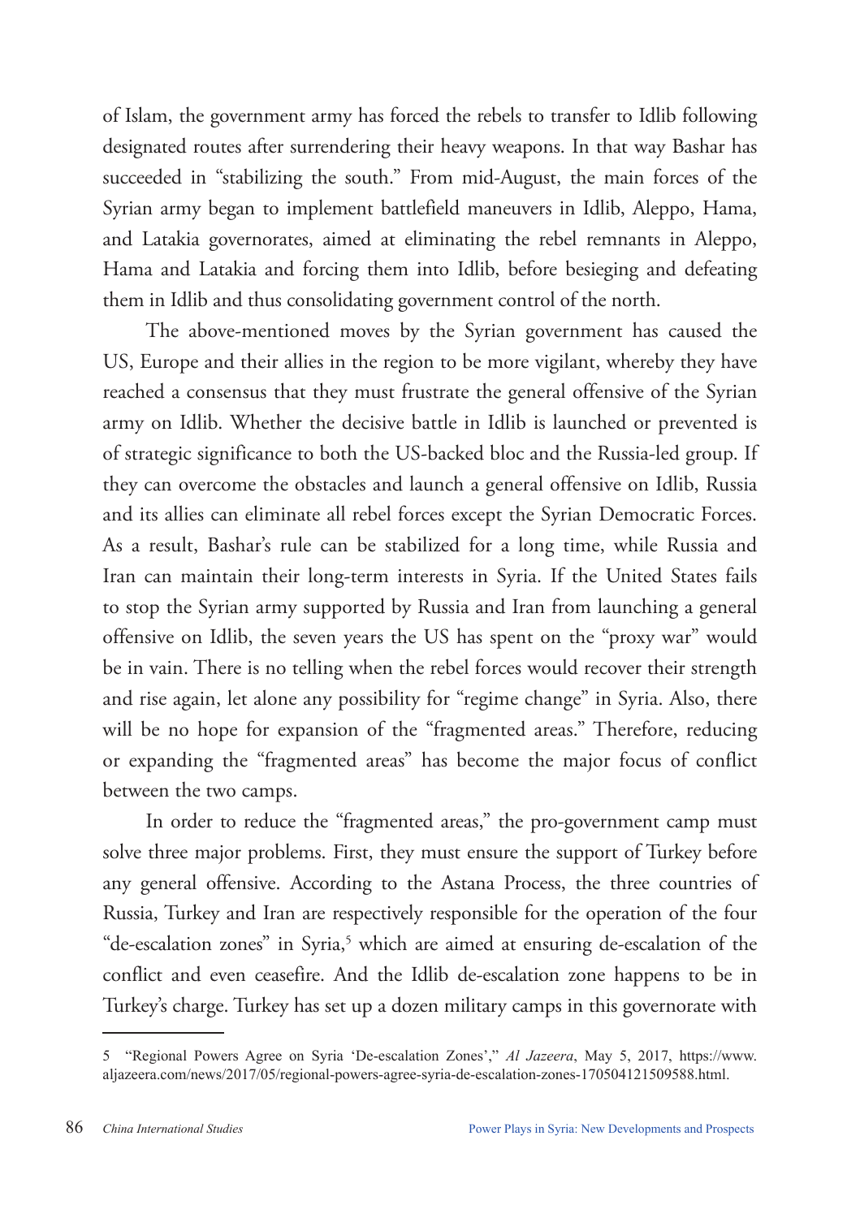of Islam, the government army has forced the rebels to transfer to Idlib following designated routes after surrendering their heavy weapons. In that way Bashar has succeeded in "stabilizing the south." From mid-August, the main forces of the Syrian army began to implement battlefield maneuvers in Idlib, Aleppo, Hama, and Latakia governorates, aimed at eliminating the rebel remnants in Aleppo, Hama and Latakia and forcing them into Idlib, before besieging and defeating them in Idlib and thus consolidating government control of the north.

The above-mentioned moves by the Syrian government has caused the US, Europe and their allies in the region to be more vigilant, whereby they have reached a consensus that they must frustrate the general offensive of the Syrian army on Idlib. Whether the decisive battle in Idlib is launched or prevented is of strategic significance to both the US-backed bloc and the Russia-led group. If they can overcome the obstacles and launch a general offensive on Idlib, Russia and its allies can eliminate all rebel forces except the Syrian Democratic Forces. As a result, Bashar's rule can be stabilized for a long time, while Russia and Iran can maintain their long-term interests in Syria. If the United States fails to stop the Syrian army supported by Russia and Iran from launching a general offensive on Idlib, the seven years the US has spent on the "proxy war" would be in vain. There is no telling when the rebel forces would recover their strength and rise again, let alone any possibility for "regime change" in Syria. Also, there will be no hope for expansion of the "fragmented areas." Therefore, reducing or expanding the "fragmented areas" has become the major focus of conflict between the two camps.

In order to reduce the "fragmented areas," the pro-government camp must solve three major problems. First, they must ensure the support of Turkey before any general offensive. According to the Astana Process, the three countries of Russia, Turkey and Iran are respectively responsible for the operation of the four "de-escalation zones" in Syria,[5] which are aimed at ensuring de-escalation of the conflict and even ceasefire. And the Idlib de-escalation zone happens to be in Turkey's charge. Turkey has set up a dozen military camps in this governorate with

---

5 "Regional Powers Agree on Syria 'De-escalation Zones'," *Al Jazeera*, May 5, 2017, https://www.aljazeera.com/news/2017/05/regional-powers-agree-syria-de-escalation-zones-170504121509588.html.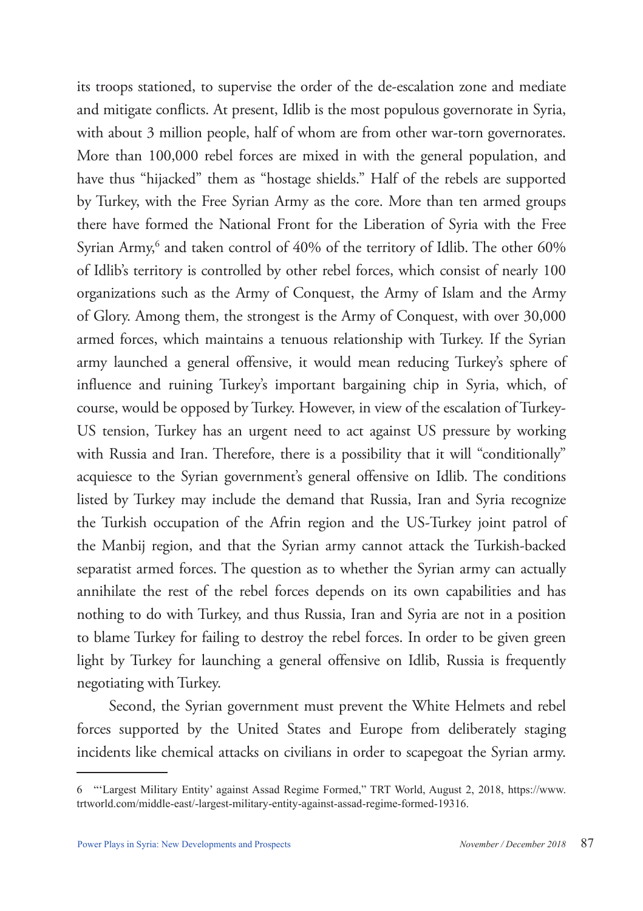its troops stationed, to supervise the order of the de-escalation zone and mediate and mitigate conflicts. At present, Idlib is the most populous governorate in Syria, with about 3 million people, half of whom are from other war-torn governorates. More than 100,000 rebel forces are mixed in with the general population, and have thus "hijacked" them as "hostage shields." Half of the rebels are supported by Turkey, with the Free Syrian Army as the core. More than ten armed groups there have formed the National Front for the Liberation of Syria with the Free Syrian Army,[6] and taken control of 40% of the territory of Idlib. The other 60% of Idlib's territory is controlled by other rebel forces, which consist of nearly 100 organizations such as the Army of Conquest, the Army of Islam and the Army of Glory. Among them, the strongest is the Army of Conquest, with over 30,000 armed forces, which maintains a tenuous relationship with Turkey. If the Syrian army launched a general offensive, it would mean reducing Turkey's sphere of influence and ruining Turkey's important bargaining chip in Syria, which, of course, would be opposed by Turkey. However, in view of the escalation of Turkey-US tension, Turkey has an urgent need to act against US pressure by working with Russia and Iran. Therefore, there is a possibility that it will "conditionally" acquiesce to the Syrian government's general offensive on Idlib. The conditions listed by Turkey may include the demand that Russia, Iran and Syria recognize the Turkish occupation of the Afrin region and the US-Turkey joint patrol of the Manbij region, and that the Syrian army cannot attack the Turkish-backed separatist armed forces. The question as to whether the Syrian army can actually annihilate the rest of the rebel forces depends on its own capabilities and has nothing to do with Turkey, and thus Russia, Iran and Syria are not in a position to blame Turkey for failing to destroy the rebel forces. In order to be given green light by Turkey for launching a general offensive on Idlib, Russia is frequently negotiating with Turkey.

Second, the Syrian government must prevent the White Helmets and rebel forces supported by the United States and Europe from deliberately staging incidents like chemical attacks on civilians in order to scapegoat the Syrian army.

---

6 "'Largest Military Entity' against Assad Regime Formed," TRT World, August 2, 2018, https://www.trtworld.com/middle-east/-largest-military-entity-against-assad-regime-formed-19316.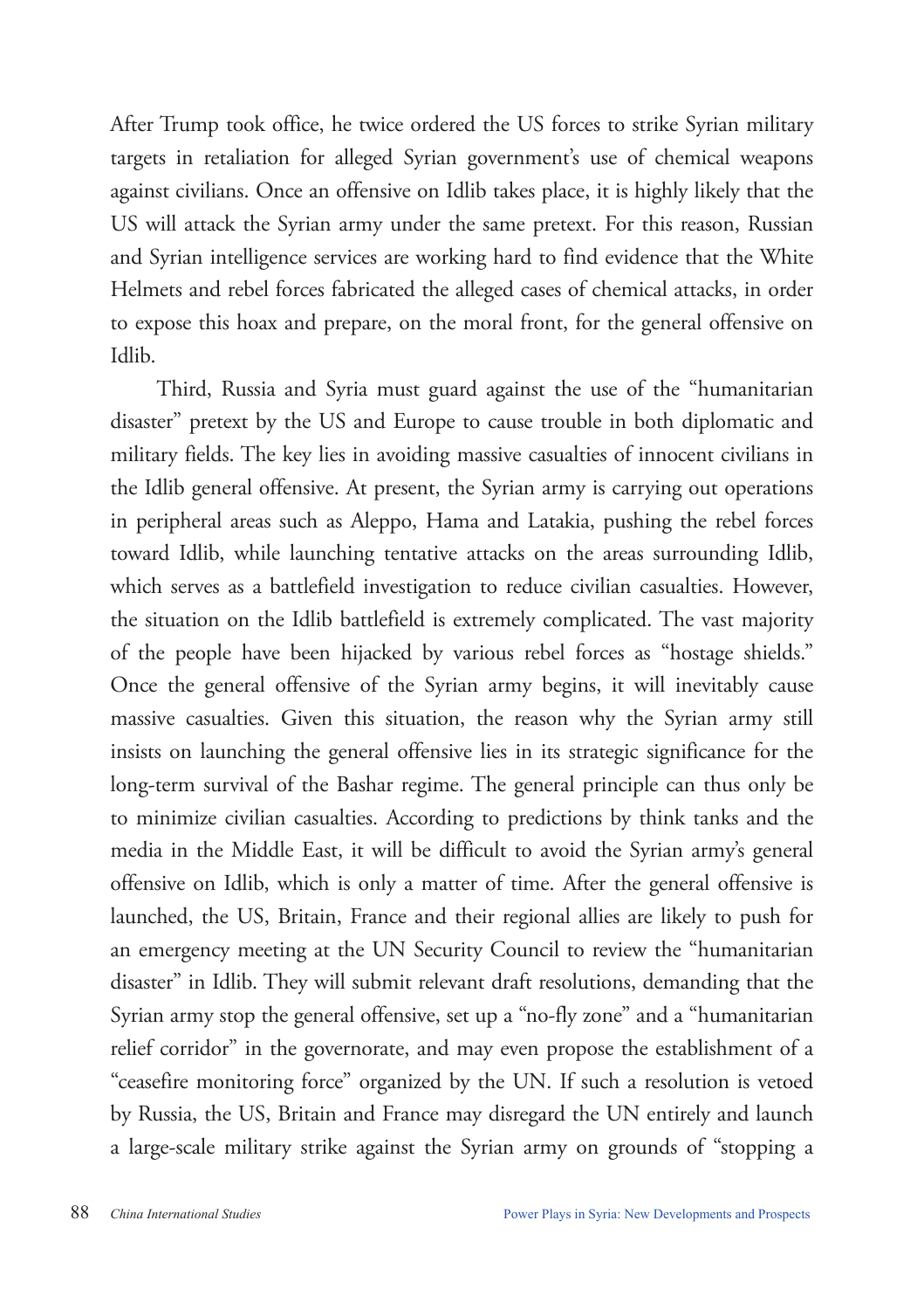After Trump took office, he twice ordered the US forces to strike Syrian military targets in retaliation for alleged Syrian government's use of chemical weapons against civilians. Once an offensive on Idlib takes place, it is highly likely that the US will attack the Syrian army under the same pretext. For this reason, Russian and Syrian intelligence services are working hard to find evidence that the White Helmets and rebel forces fabricated the alleged cases of chemical attacks, in order to expose this hoax and prepare, on the moral front, for the general offensive on Idlib.

Third, Russia and Syria must guard against the use of the "humanitarian disaster" pretext by the US and Europe to cause trouble in both diplomatic and military fields. The key lies in avoiding massive casualties of innocent civilians in the Idlib general offensive. At present, the Syrian army is carrying out operations in peripheral areas such as Aleppo, Hama and Latakia, pushing the rebel forces toward Idlib, while launching tentative attacks on the areas surrounding Idlib, which serves as a battlefield investigation to reduce civilian casualties. However, the situation on the Idlib battlefield is extremely complicated. The vast majority of the people have been hijacked by various rebel forces as "hostage shields." Once the general offensive of the Syrian army begins, it will inevitably cause massive casualties. Given this situation, the reason why the Syrian army still insists on launching the general offensive lies in its strategic significance for the long-term survival of the Bashar regime. The general principle can thus only be to minimize civilian casualties. According to predictions by think tanks and the media in the Middle East, it will be difficult to avoid the Syrian army's general offensive on Idlib, which is only a matter of time. After the general offensive is launched, the US, Britain, France and their regional allies are likely to push for an emergency meeting at the UN Security Council to review the "humanitarian disaster" in Idlib. They will submit relevant draft resolutions, demanding that the Syrian army stop the general offensive, set up a "no-fly zone" and a "humanitarian relief corridor" in the governorate, and may even propose the establishment of a "ceasefire monitoring force" organized by the UN. If such a resolution is vetoed by Russia, the US, Britain and France may disregard the UN entirely and launch a large-scale military strike against the Syrian army on grounds of "stopping a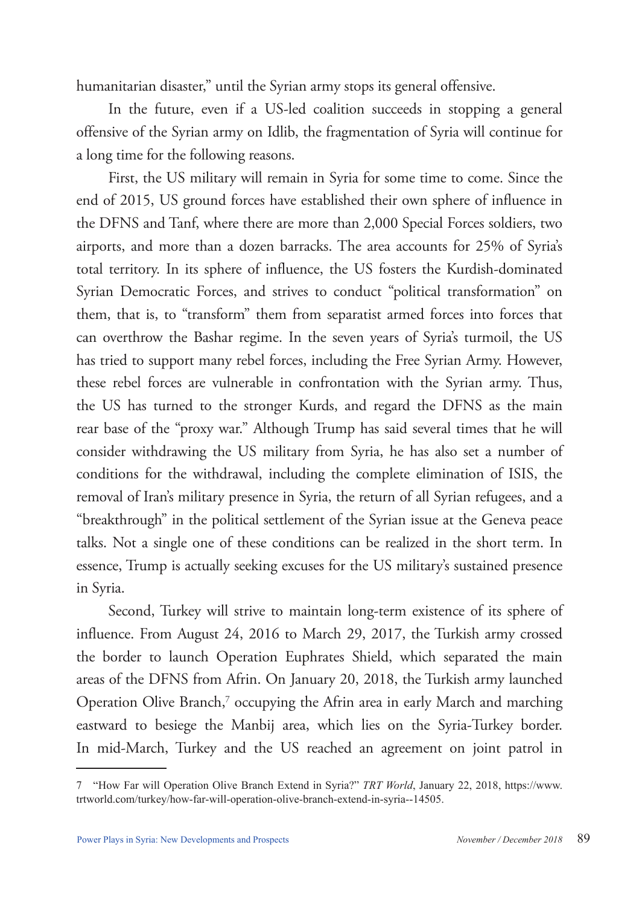humanitarian disaster," until the Syrian army stops its general offensive.

In the future, even if a US-led coalition succeeds in stopping a general offensive of the Syrian army on Idlib, the fragmentation of Syria will continue for a long time for the following reasons.

First, the US military will remain in Syria for some time to come. Since the end of 2015, US ground forces have established their own sphere of influence in the DFNS and Tanf, where there are more than 2,000 Special Forces soldiers, two airports, and more than a dozen barracks. The area accounts for 25% of Syria's total territory. In its sphere of influence, the US fosters the Kurdish-dominated Syrian Democratic Forces, and strives to conduct "political transformation" on them, that is, to "transform" them from separatist armed forces into forces that can overthrow the Bashar regime. In the seven years of Syria's turmoil, the US has tried to support many rebel forces, including the Free Syrian Army. However, these rebel forces are vulnerable in confrontation with the Syrian army. Thus, the US has turned to the stronger Kurds, and regard the DFNS as the main rear base of the "proxy war." Although Trump has said several times that he will consider withdrawing the US military from Syria, he has also set a number of conditions for the withdrawal, including the complete elimination of ISIS, the removal of Iran's military presence in Syria, the return of all Syrian refugees, and a "breakthrough" in the political settlement of the Syrian issue at the Geneva peace talks. Not a single one of these conditions can be realized in the short term. In essence, Trump is actually seeking excuses for the US military's sustained presence in Syria.

Second, Turkey will strive to maintain long-term existence of its sphere of influence. From August 24, 2016 to March 29, 2017, the Turkish army crossed the border to launch Operation Euphrates Shield, which separated the main areas of the DFNS from Afrin. On January 20, 2018, the Turkish army launched Operation Olive Branch,[7] occupying the Afrin area in early March and marching eastward to besiege the Manbij area, which lies on the Syria-Turkey border. In mid-March, Turkey and the US reached an agreement on joint patrol in

---

7 "How Far will Operation Olive Branch Extend in Syria?" *TRT World*, January 22, 2018, https://www.trtworld.com/turkey/how-far-will-operation-olive-branch-extend-in-syria--14505.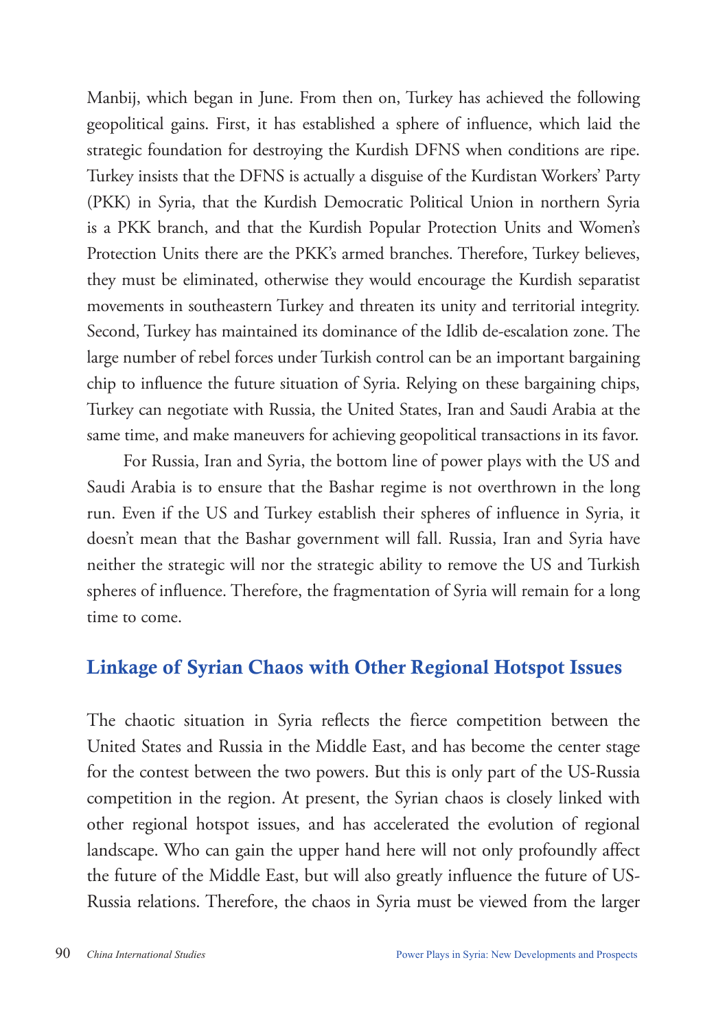Manbij, which began in June. From then on, Turkey has achieved the following geopolitical gains. First, it has established a sphere of influence, which laid the strategic foundation for destroying the Kurdish DFNS when conditions are ripe. Turkey insists that the DFNS is actually a disguise of the Kurdistan Workers' Party (PKK) in Syria, that the Kurdish Democratic Political Union in northern Syria is a PKK branch, and that the Kurdish Popular Protection Units and Women's Protection Units there are the PKK's armed branches. Therefore, Turkey believes, they must be eliminated, otherwise they would encourage the Kurdish separatist movements in southeastern Turkey and threaten its unity and territorial integrity. Second, Turkey has maintained its dominance of the Idlib de-escalation zone. The large number of rebel forces under Turkish control can be an important bargaining chip to influence the future situation of Syria. Relying on these bargaining chips, Turkey can negotiate with Russia, the United States, Iran and Saudi Arabia at the same time, and make maneuvers for achieving geopolitical transactions in its favor.

For Russia, Iran and Syria, the bottom line of power plays with the US and Saudi Arabia is to ensure that the Bashar regime is not overthrown in the long run. Even if the US and Turkey establish their spheres of influence in Syria, it doesn't mean that the Bashar government will fall. Russia, Iran and Syria have neither the strategic will nor the strategic ability to remove the US and Turkish spheres of influence. Therefore, the fragmentation of Syria will remain for a long time to come.

## Linkage of Syrian Chaos with Other Regional Hotspot Issues

The chaotic situation in Syria reflects the fierce competition between the United States and Russia in the Middle East, and has become the center stage for the contest between the two powers. But this is only part of the US-Russia competition in the region. At present, the Syrian chaos is closely linked with other regional hotspot issues, and has accelerated the evolution of regional landscape. Who can gain the upper hand here will not only profoundly affect the future of the Middle East, but will also greatly influence the future of US-Russia relations. Therefore, the chaos in Syria must be viewed from the larger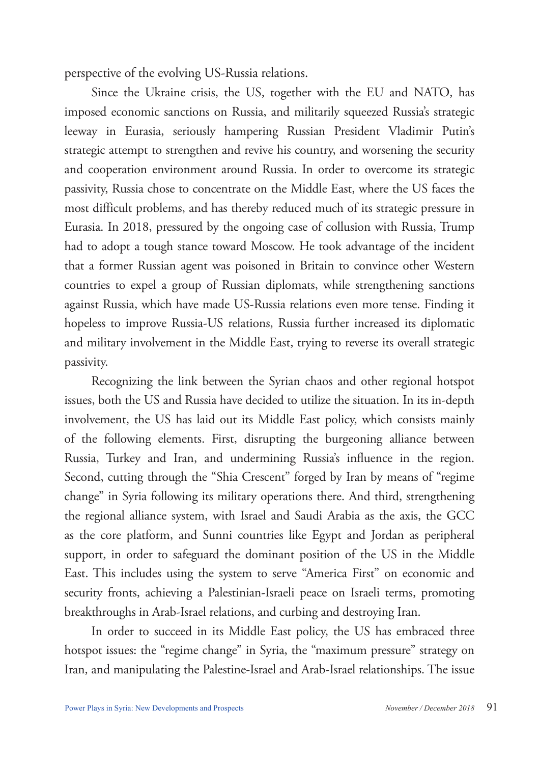perspective of the evolving US-Russia relations.

Since the Ukraine crisis, the US, together with the EU and NATO, has imposed economic sanctions on Russia, and militarily squeezed Russia's strategic leeway in Eurasia, seriously hampering Russian President Vladimir Putin's strategic attempt to strengthen and revive his country, and worsening the security and cooperation environment around Russia. In order to overcome its strategic passivity, Russia chose to concentrate on the Middle East, where the US faces the most difficult problems, and has thereby reduced much of its strategic pressure in Eurasia. In 2018, pressured by the ongoing case of collusion with Russia, Trump had to adopt a tough stance toward Moscow. He took advantage of the incident that a former Russian agent was poisoned in Britain to convince other Western countries to expel a group of Russian diplomats, while strengthening sanctions against Russia, which have made US-Russia relations even more tense. Finding it hopeless to improve Russia-US relations, Russia further increased its diplomatic and military involvement in the Middle East, trying to reverse its overall strategic passivity.

Recognizing the link between the Syrian chaos and other regional hotspot issues, both the US and Russia have decided to utilize the situation. In its in-depth involvement, the US has laid out its Middle East policy, which consists mainly of the following elements. First, disrupting the burgeoning alliance between Russia, Turkey and Iran, and undermining Russia's influence in the region. Second, cutting through the "Shia Crescent" forged by Iran by means of "regime change" in Syria following its military operations there. And third, strengthening the regional alliance system, with Israel and Saudi Arabia as the axis, the GCC as the core platform, and Sunni countries like Egypt and Jordan as peripheral support, in order to safeguard the dominant position of the US in the Middle East. This includes using the system to serve "America First" on economic and security fronts, achieving a Palestinian-Israeli peace on Israeli terms, promoting breakthroughs in Arab-Israel relations, and curbing and destroying Iran.

In order to succeed in its Middle East policy, the US has embraced three hotspot issues: the "regime change" in Syria, the "maximum pressure" strategy on Iran, and manipulating the Palestine-Israel and Arab-Israel relationships. The issue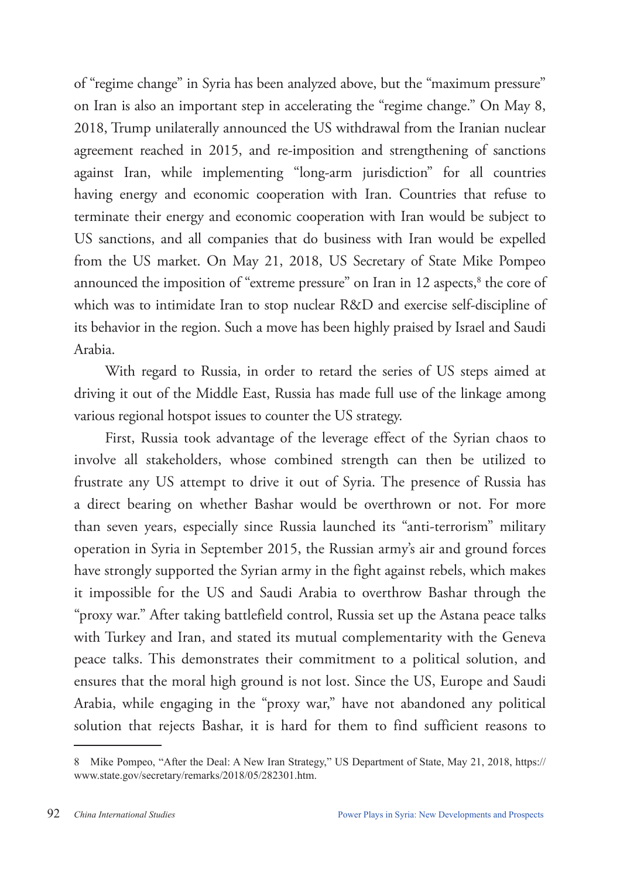of "regime change" in Syria has been analyzed above, but the "maximum pressure" on Iran is also an important step in accelerating the "regime change." On May 8, 2018, Trump unilaterally announced the US withdrawal from the Iranian nuclear agreement reached in 2015, and re-imposition and strengthening of sanctions against Iran, while implementing "long-arm jurisdiction" for all countries having energy and economic cooperation with Iran. Countries that refuse to terminate their energy and economic cooperation with Iran would be subject to US sanctions, and all companies that do business with Iran would be expelled from the US market. On May 21, 2018, US Secretary of State Mike Pompeo announced the imposition of "extreme pressure" on Iran in 12 aspects,[8] the core of which was to intimidate Iran to stop nuclear R&D and exercise self-discipline of its behavior in the region. Such a move has been highly praised by Israel and Saudi Arabia.

With regard to Russia, in order to retard the series of US steps aimed at driving it out of the Middle East, Russia has made full use of the linkage among various regional hotspot issues to counter the US strategy.

First, Russia took advantage of the leverage effect of the Syrian chaos to involve all stakeholders, whose combined strength can then be utilized to frustrate any US attempt to drive it out of Syria. The presence of Russia has a direct bearing on whether Bashar would be overthrown or not. For more than seven years, especially since Russia launched its "anti-terrorism" military operation in Syria in September 2015, the Russian army's air and ground forces have strongly supported the Syrian army in the fight against rebels, which makes it impossible for the US and Saudi Arabia to overthrow Bashar through the "proxy war." After taking battlefield control, Russia set up the Astana peace talks with Turkey and Iran, and stated its mutual complementarity with the Geneva peace talks. This demonstrates their commitment to a political solution, and ensures that the moral high ground is not lost. Since the US, Europe and Saudi Arabia, while engaging in the "proxy war," have not abandoned any political solution that rejects Bashar, it is hard for them to find sufficient reasons to

---

8 Mike Pompeo, "After the Deal: A New Iran Strategy," US Department of State, May 21, 2018, https://www.state.gov/secretary/remarks/2018/05/282301.htm.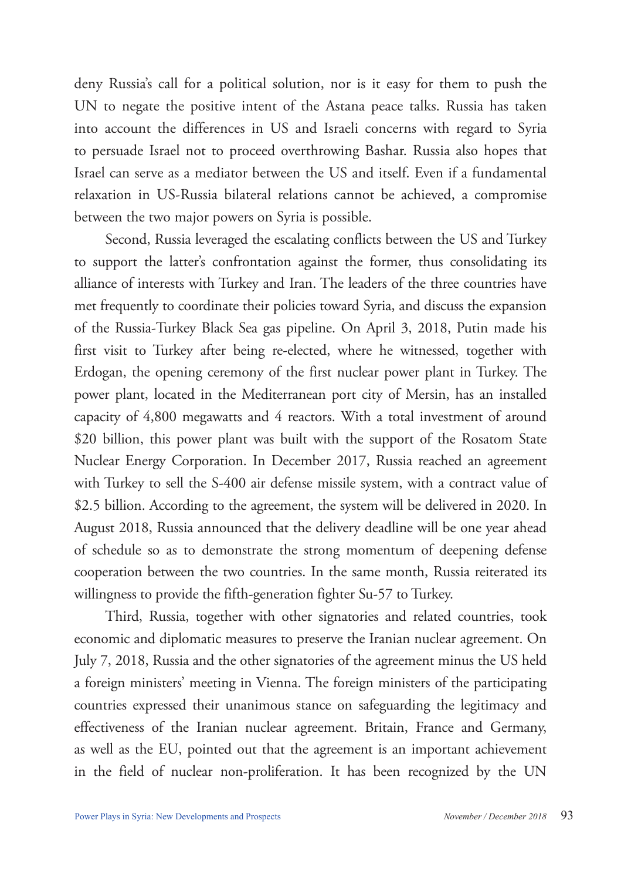deny Russia's call for a political solution, nor is it easy for them to push the UN to negate the positive intent of the Astana peace talks. Russia has taken into account the differences in US and Israeli concerns with regard to Syria to persuade Israel not to proceed overthrowing Bashar. Russia also hopes that Israel can serve as a mediator between the US and itself. Even if a fundamental relaxation in US-Russia bilateral relations cannot be achieved, a compromise between the two major powers on Syria is possible.

Second, Russia leveraged the escalating conflicts between the US and Turkey to support the latter's confrontation against the former, thus consolidating its alliance of interests with Turkey and Iran. The leaders of the three countries have met frequently to coordinate their policies toward Syria, and discuss the expansion of the Russia-Turkey Black Sea gas pipeline. On April 3, 2018, Putin made his first visit to Turkey after being re-elected, where he witnessed, together with Erdogan, the opening ceremony of the first nuclear power plant in Turkey. The power plant, located in the Mediterranean port city of Mersin, has an installed capacity of 4,800 megawatts and 4 reactors. With a total investment of around $20 billion, this power plant was built with the support of the Rosatom State Nuclear Energy Corporation. In December 2017, Russia reached an agreement with Turkey to sell the S-400 air defense missile system, with a contract value of $2.5 billion. According to the agreement, the system will be delivered in 2020. In August 2018, Russia announced that the delivery deadline will be one year ahead of schedule so as to demonstrate the strong momentum of deepening defense cooperation between the two countries. In the same month, Russia reiterated its willingness to provide the fifth-generation fighter Su-57 to Turkey.

Third, Russia, together with other signatories and related countries, took economic and diplomatic measures to preserve the Iranian nuclear agreement. On July 7, 2018, Russia and the other signatories of the agreement minus the US held a foreign ministers' meeting in Vienna. The foreign ministers of the participating countries expressed their unanimous stance on safeguarding the legitimacy and effectiveness of the Iranian nuclear agreement. Britain, France and Germany, as well as the EU, pointed out that the agreement is an important achievement in the field of nuclear non-proliferation. It has been recognized by the UN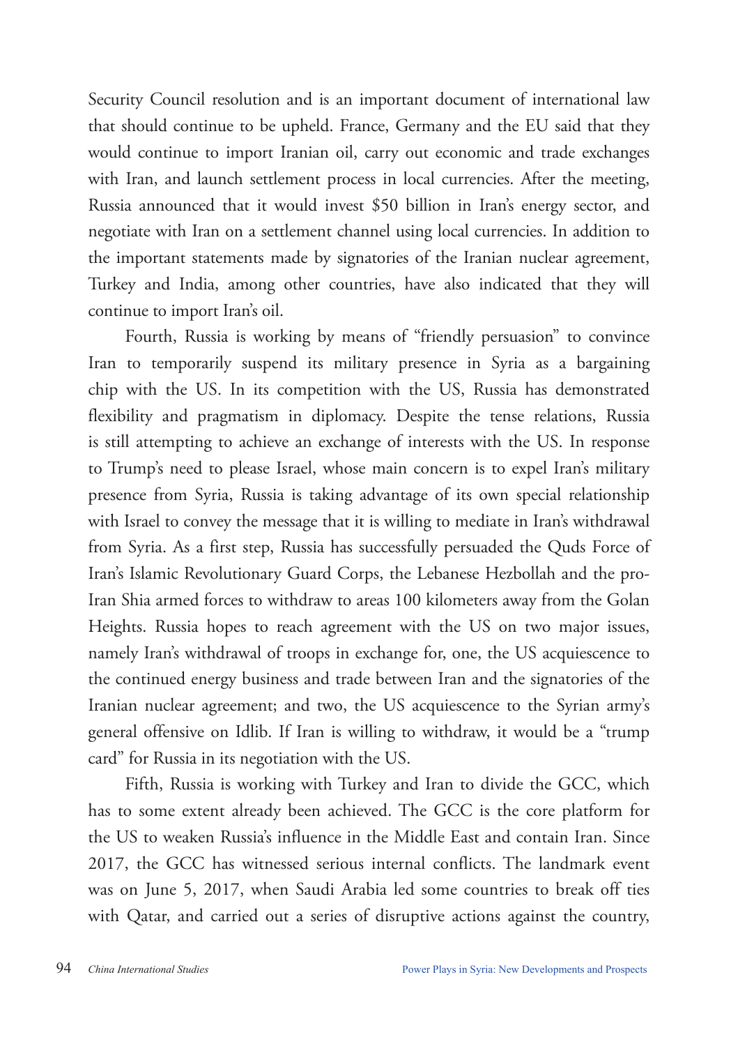Security Council resolution and is an important document of international law that should continue to be upheld. France, Germany and the EU said that they would continue to import Iranian oil, carry out economic and trade exchanges with Iran, and launch settlement process in local currencies. After the meeting, Russia announced that it would invest $50 billion in Iran's energy sector, and negotiate with Iran on a settlement channel using local currencies. In addition to the important statements made by signatories of the Iranian nuclear agreement, Turkey and India, among other countries, have also indicated that they will continue to import Iran's oil.

Fourth, Russia is working by means of "friendly persuasion" to convince Iran to temporarily suspend its military presence in Syria as a bargaining chip with the US. In its competition with the US, Russia has demonstrated flexibility and pragmatism in diplomacy. Despite the tense relations, Russia is still attempting to achieve an exchange of interests with the US. In response to Trump's need to please Israel, whose main concern is to expel Iran's military presence from Syria, Russia is taking advantage of its own special relationship with Israel to convey the message that it is willing to mediate in Iran's withdrawal from Syria. As a first step, Russia has successfully persuaded the Quds Force of Iran's Islamic Revolutionary Guard Corps, the Lebanese Hezbollah and the pro-Iran Shia armed forces to withdraw to areas 100 kilometers away from the Golan Heights. Russia hopes to reach agreement with the US on two major issues, namely Iran's withdrawal of troops in exchange for, one, the US acquiescence to the continued energy business and trade between Iran and the signatories of the Iranian nuclear agreement; and two, the US acquiescence to the Syrian army's general offensive on Idlib. If Iran is willing to withdraw, it would be a "trump card" for Russia in its negotiation with the US.

Fifth, Russia is working with Turkey and Iran to divide the GCC, which has to some extent already been achieved. The GCC is the core platform for the US to weaken Russia's influence in the Middle East and contain Iran. Since 2017, the GCC has witnessed serious internal conflicts. The landmark event was on June 5, 2017, when Saudi Arabia led some countries to break off ties with Qatar, and carried out a series of disruptive actions against the country,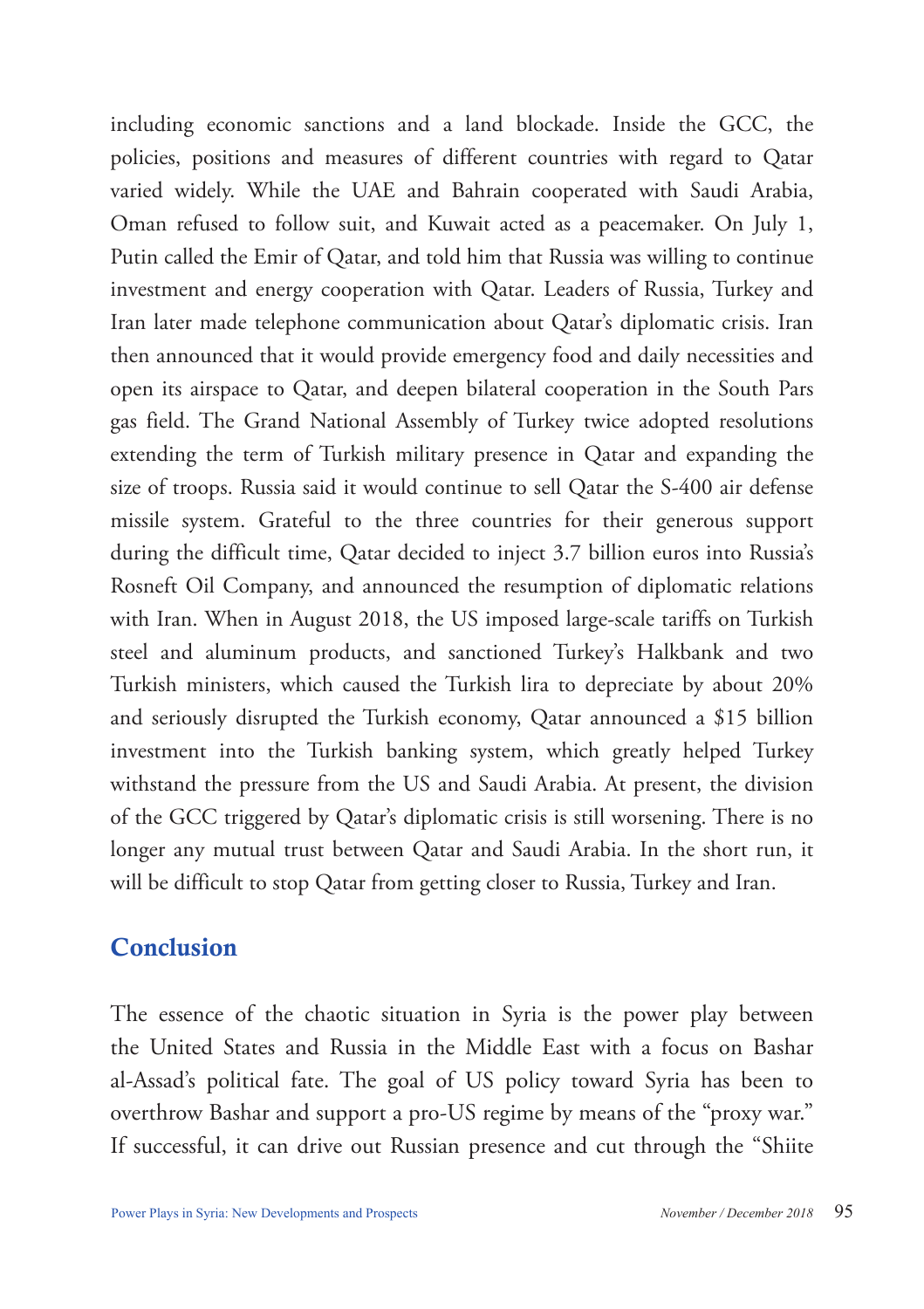including economic sanctions and a land blockade. Inside the GCC, the policies, positions and measures of different countries with regard to Qatar varied widely. While the UAE and Bahrain cooperated with Saudi Arabia, Oman refused to follow suit, and Kuwait acted as a peacemaker. On July 1, Putin called the Emir of Qatar, and told him that Russia was willing to continue investment and energy cooperation with Qatar. Leaders of Russia, Turkey and Iran later made telephone communication about Qatar's diplomatic crisis. Iran then announced that it would provide emergency food and daily necessities and open its airspace to Qatar, and deepen bilateral cooperation in the South Pars gas field. The Grand National Assembly of Turkey twice adopted resolutions extending the term of Turkish military presence in Qatar and expanding the size of troops. Russia said it would continue to sell Qatar the S-400 air defense missile system. Grateful to the three countries for their generous support during the difficult time, Qatar decided to inject 3.7 billion euros into Russia's Rosneft Oil Company, and announced the resumption of diplomatic relations with Iran. When in August 2018, the US imposed large-scale tariffs on Turkish steel and aluminum products, and sanctioned Turkey's Halkbank and two Turkish ministers, which caused the Turkish lira to depreciate by about 20% and seriously disrupted the Turkish economy, Qatar announced a $15 billion investment into the Turkish banking system, which greatly helped Turkey withstand the pressure from the US and Saudi Arabia. At present, the division of the GCC triggered by Qatar's diplomatic crisis is still worsening. There is no longer any mutual trust between Qatar and Saudi Arabia. In the short run, it will be difficult to stop Qatar from getting closer to Russia, Turkey and Iran.

## Conclusion

The essence of the chaotic situation in Syria is the power play between the United States and Russia in the Middle East with a focus on Bashar al-Assad's political fate. The goal of US policy toward Syria has been to overthrow Bashar and support a pro-US regime by means of the "proxy war." If successful, it can drive out Russian presence and cut through the "Shiite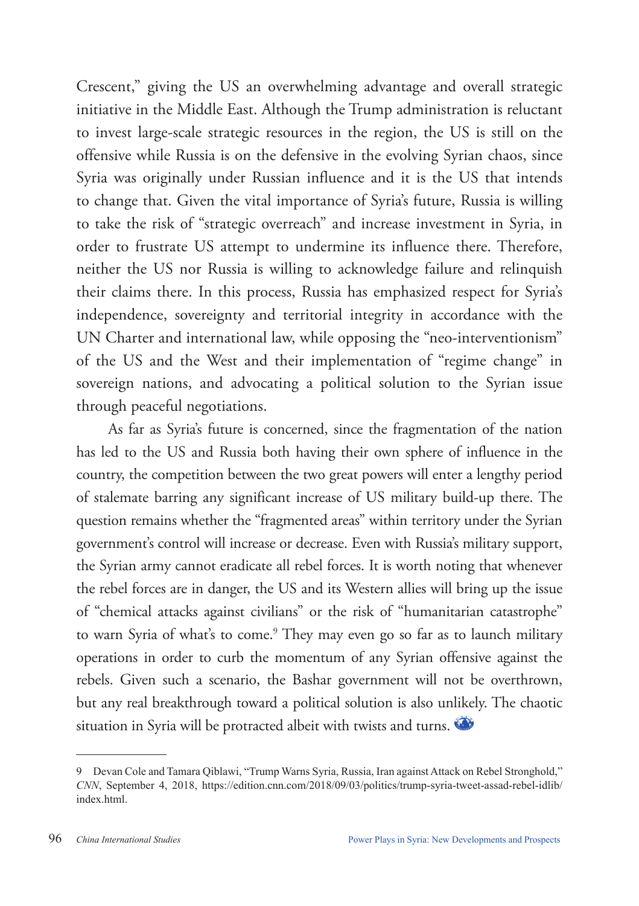Crescent," giving the US an overwhelming advantage and overall strategic initiative in the Middle East. Although the Trump administration is reluctant to invest large-scale strategic resources in the region, the US is still on the offensive while Russia is on the defensive in the evolving Syrian chaos, since Syria was originally under Russian influence and it is the US that intends to change that. Given the vital importance of Syria's future, Russia is willing to take the risk of "strategic overreach" and increase investment in Syria, in order to frustrate US attempt to undermine its influence there. Therefore, neither the US nor Russia is willing to acknowledge failure and relinquish their claims there. In this process, Russia has emphasized respect for Syria's independence, sovereignty and territorial integrity in accordance with the UN Charter and international law, while opposing the "neo-interventionism" of the US and the West and their implementation of "regime change" in sovereign nations, and advocating a political solution to the Syrian issue through peaceful negotiations.

As far as Syria's future is concerned, since the fragmentation of the nation has led to the US and Russia both having their own sphere of influence in the country, the competition between the two great powers will enter a lengthy period of stalemate barring any significant increase of US military build-up there. The question remains whether the "fragmented areas" within territory under the Syrian government's control will increase or decrease. Even with Russia's military support, the Syrian army cannot eradicate all rebel forces. It is worth noting that whenever the rebel forces are in danger, the US and its Western allies will bring up the issue of "chemical attacks against civilians" or the risk of "humanitarian catastrophe" to warn Syria of what's to come.[9] They may even go so far as to launch military operations in order to curb the momentum of any Syrian offensive against the rebels. Given such a scenario, the Bashar government will not be overthrown, but any real breakthrough toward a political solution is also unlikely. The chaotic situation in Syria will be protracted albeit with twists and turns.

---

9 Devan Cole and Tamara Qiblawi, "Trump Warns Syria, Russia, Iran against Attack on Rebel Stronghold," *CNN*, September 4, 2018, https://edition.cnn.com/2018/09/03/politics/trump-syria-tweet-assad-rebel-idlib/index.html.